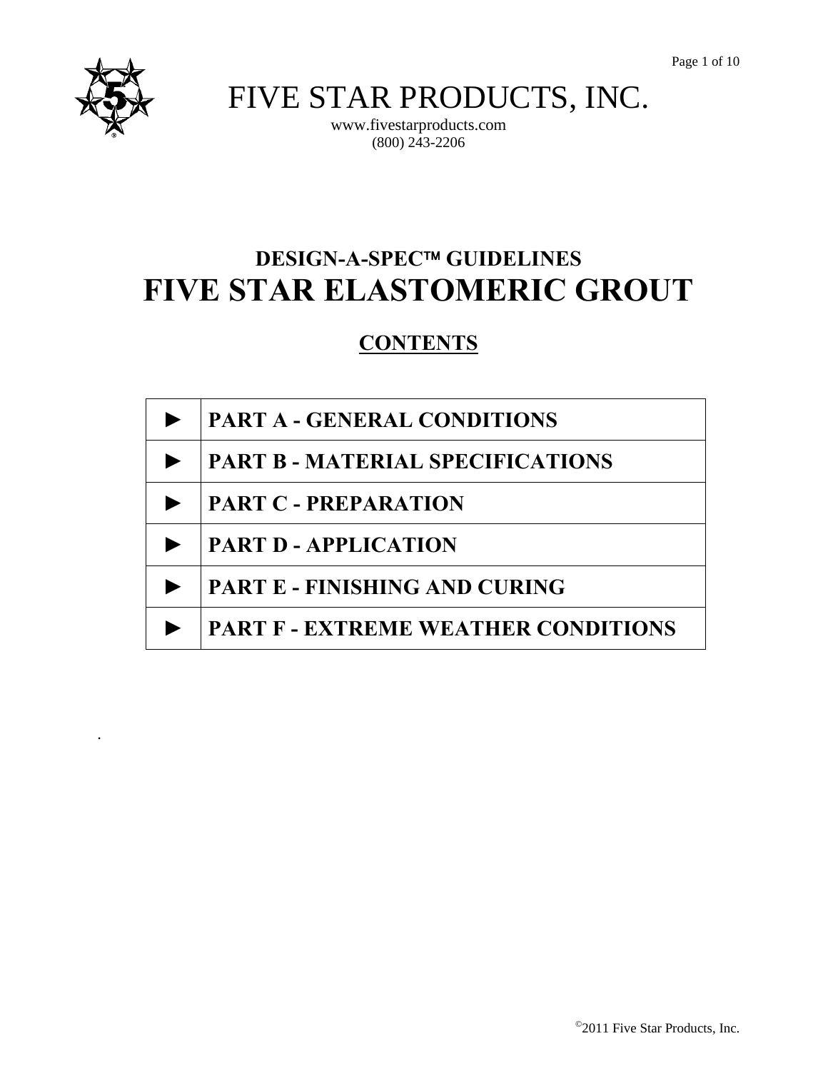# FIVE STAR PRODUCTS, INC.

www.fivestarproducts.com
(800) 243-2206

## DESIGN-A-SPEC™ GUIDELINES
# FIVE STAR ELASTOMERIC GROUT

## CONTENTS

| | |
|---|---|
| ► | **PART A - GENERAL CONDITIONS** |
| ► | **PART B - MATERIAL SPECIFICATIONS** |
| ► | **PART C - PREPARATION** |
| ► | **PART D - APPLICATION** |
| ► | **PART E - FINISHING AND CURING** |
| ► | **PART F - EXTREME WEATHER CONDITIONS** |

©2011 Five Star Products, Inc.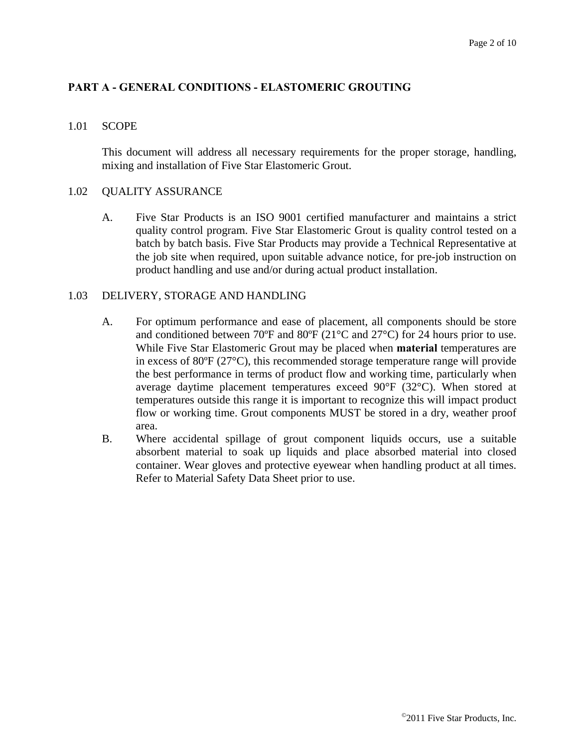## PART A - GENERAL CONDITIONS - ELASTOMERIC GROUTING

### 1.01 SCOPE

This document will address all necessary requirements for the proper storage, handling, mixing and installation of Five Star Elastomeric Grout.

### 1.02 QUALITY ASSURANCE

A. Five Star Products is an ISO 9001 certified manufacturer and maintains a strict quality control program. Five Star Elastomeric Grout is quality control tested on a batch by batch basis. Five Star Products may provide a Technical Representative at the job site when required, upon suitable advance notice, for pre-job instruction on product handling and use and/or during actual product installation.

### 1.03 DELIVERY, STORAGE AND HANDLING

A. For optimum performance and ease of placement, all components should be store and conditioned between 70ºF and 80ºF (21°C and 27°C) for 24 hours prior to use. While Five Star Elastomeric Grout may be placed when **material** temperatures are in excess of 80ºF (27°C), this recommended storage temperature range will provide the best performance in terms of product flow and working time, particularly when average daytime placement temperatures exceed 90°F (32°C). When stored at temperatures outside this range it is important to recognize this will impact product flow or working time. Grout components MUST be stored in a dry, weather proof area.

B. Where accidental spillage of grout component liquids occurs, use a suitable absorbent material to soak up liquids and place absorbed material into closed container. Wear gloves and protective eyewear when handling product at all times. Refer to Material Safety Data Sheet prior to use.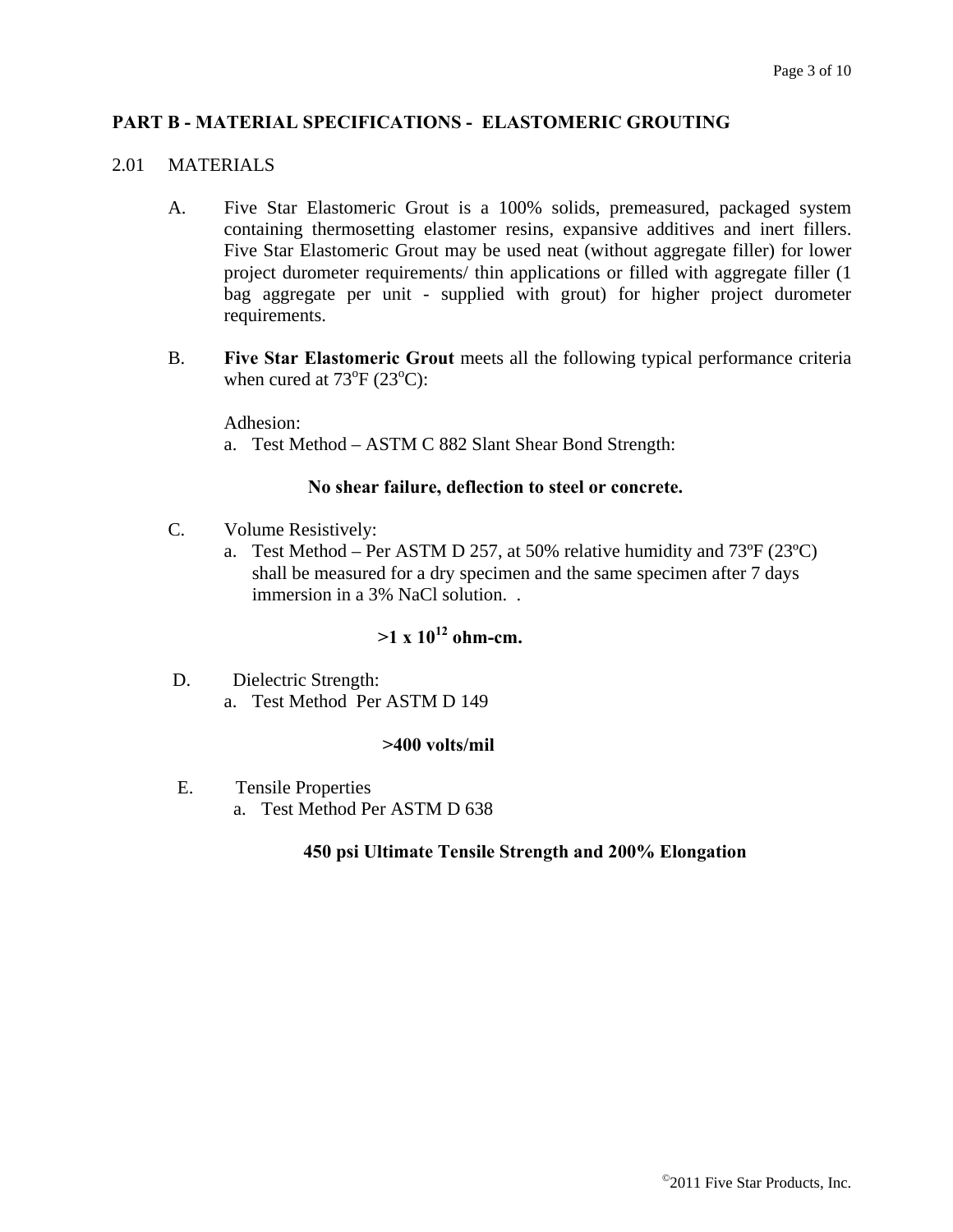## PART B - MATERIAL SPECIFICATIONS - ELASTOMERIC GROUTING

2.01 MATERIALS

A. Five Star Elastomeric Grout is a 100% solids, premeasured, packaged system containing thermosetting elastomer resins, expansive additives and inert fillers. Five Star Elastomeric Grout may be used neat (without aggregate filler) for lower project durometer requirements/ thin applications or filled with aggregate filler (1 bag aggregate per unit - supplied with grout) for higher project durometer requirements.

B. **Five Star Elastomeric Grout** meets all the following typical performance criteria when cured at 73°F (23°C):

Adhesion:

a. Test Method – ASTM C 882 Slant Shear Bond Strength:

**No shear failure, deflection to steel or concrete.**

C. Volume Resistively:

a. Test Method – Per ASTM D 257, at 50% relative humidity and 73ºF (23ºC) shall be measured for a dry specimen and the same specimen after 7 days immersion in a 3% NaCl solution. .

**>1 x $10^{12}$ ohm-cm.**

D. Dielectric Strength:

a. Test Method Per ASTM D 149

**>400 volts/mil**

E. Tensile Properties

a. Test Method Per ASTM D 638

**450 psi Ultimate Tensile Strength and 200% Elongation**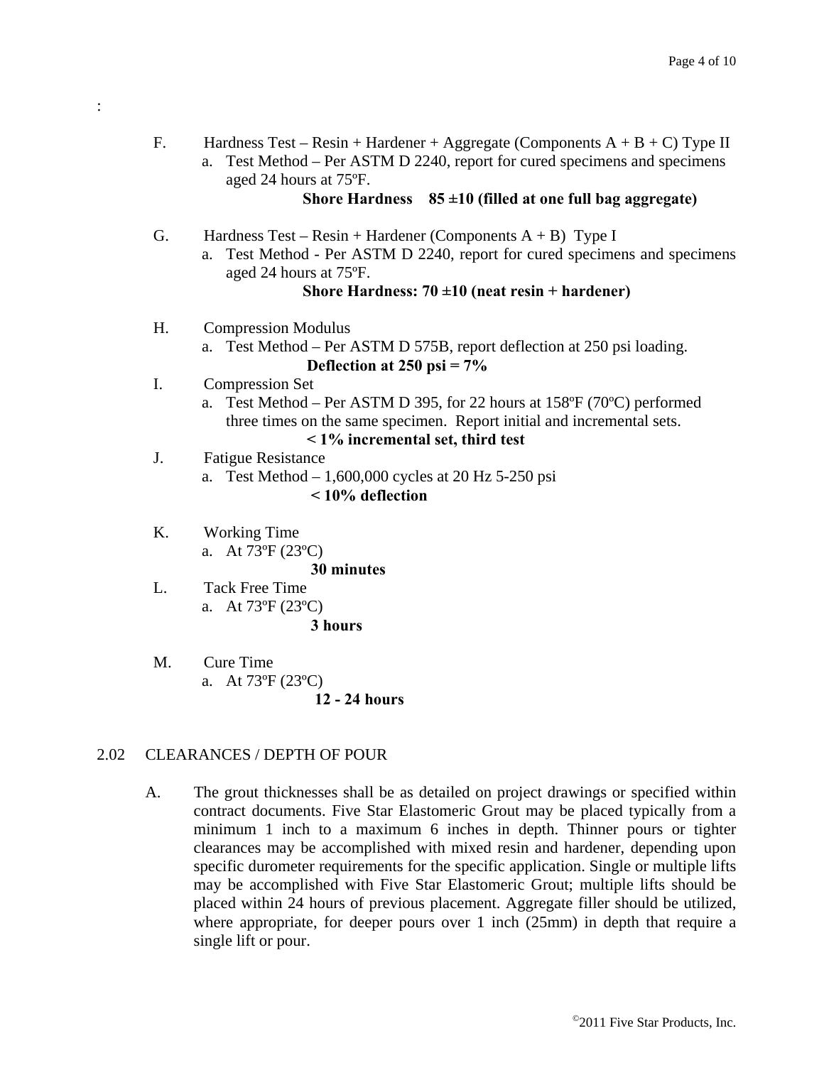:

F. Hardness Test – Resin + Hardener + Aggregate (Components A + B + C) Type II
   a. Test Method – Per ASTM D 2240, report for cured specimens and specimens aged 24 hours at 75ºF.
      **Shore Hardness 85 ±10 (filled at one full bag aggregate)**

G. Hardness Test – Resin + Hardener (Components A + B) Type I
   a. Test Method - Per ASTM D 2240, report for cured specimens and specimens aged 24 hours at 75ºF.
      **Shore Hardness: 70 ±10 (neat resin + hardener)**

H. Compression Modulus
   a. Test Method – Per ASTM D 575B, report deflection at 250 psi loading.
      **Deflection at 250 psi = 7%**

I. Compression Set
   a. Test Method – Per ASTM D 395, for 22 hours at 158ºF (70ºC) performed three times on the same specimen. Report initial and incremental sets.
      **< 1% incremental set, third test**

J. Fatigue Resistance
   a. Test Method – 1,600,000 cycles at 20 Hz 5-250 psi
      **< 10% deflection**

K. Working Time
   a. At 73ºF (23ºC)
      **30 minutes**

L. Tack Free Time
   a. At 73ºF (23ºC)
      **3 hours**

M. Cure Time
   a. At 73ºF (23ºC)
      **12 - 24 hours**

## 2.02 CLEARANCES / DEPTH OF POUR

A. The grout thicknesses shall be as detailed on project drawings or specified within contract documents. Five Star Elastomeric Grout may be placed typically from a minimum 1 inch to a maximum 6 inches in depth. Thinner pours or tighter clearances may be accomplished with mixed resin and hardener, depending upon specific durometer requirements for the specific application. Single or multiple lifts may be accomplished with Five Star Elastomeric Grout; multiple lifts should be placed within 24 hours of previous placement. Aggregate filler should be utilized, where appropriate, for deeper pours over 1 inch (25mm) in depth that require a single lift or pour.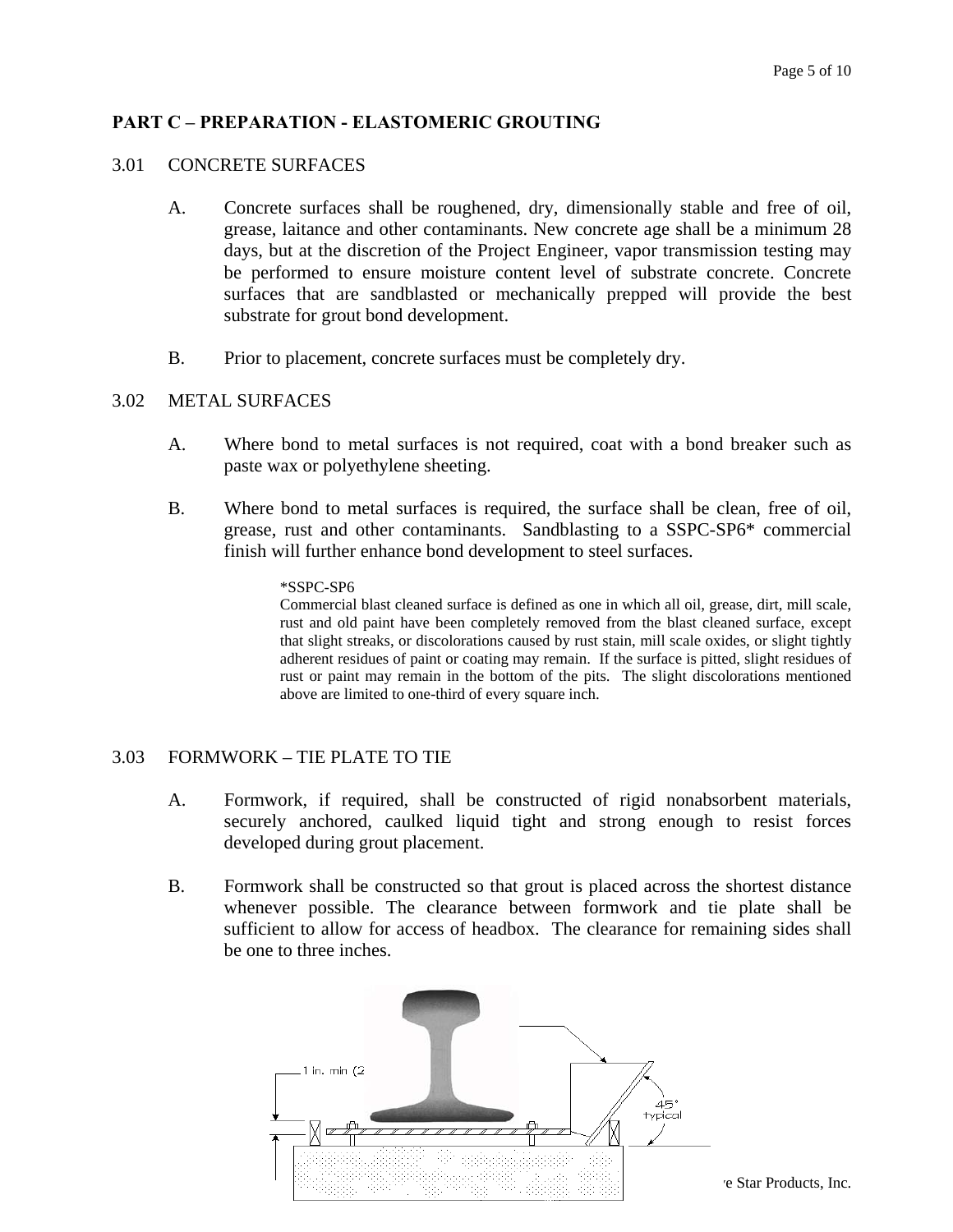## PART C – PREPARATION - ELASTOMERIC GROUTING

### 3.01 CONCRETE SURFACES

A. Concrete surfaces shall be roughened, dry, dimensionally stable and free of oil, grease, laitance and other contaminants. New concrete age shall be a minimum 28 days, but at the discretion of the Project Engineer, vapor transmission testing may be performed to ensure moisture content level of substrate concrete. Concrete surfaces that are sandblasted or mechanically prepped will provide the best substrate for grout bond development.

B. Prior to placement, concrete surfaces must be completely dry.

### 3.02 METAL SURFACES

A. Where bond to metal surfaces is not required, coat with a bond breaker such as paste wax or polyethylene sheeting.

B. Where bond to metal surfaces is required, the surface shall be clean, free of oil, grease, rust and other contaminants. Sandblasting to a SSPC-SP6* commercial finish will further enhance bond development to steel surfaces.

> *SSPC-SP6
> Commercial blast cleaned surface is defined as one in which all oil, grease, dirt, mill scale, rust and old paint have been completely removed from the blast cleaned surface, except that slight streaks, or discolorations caused by rust stain, mill scale oxides, or slight tightly adherent residues of paint or coating may remain. If the surface is pitted, slight residues of rust or paint may remain in the bottom of the pits. The slight discolorations mentioned above are limited to one-third of every square inch.

### 3.03 FORMWORK – TIE PLATE TO TIE

A. Formwork, if required, shall be constructed of rigid nonabsorbent materials, securely anchored, caulked liquid tight and strong enough to resist forces developed during grout placement.

B. Formwork shall be constructed so that grout is placed across the shortest distance whenever possible. The clearance between formwork and tie plate shall be sufficient to allow for access of headbox. The clearance for remaining sides shall be one to three inches.

1 in. min (2

45° typical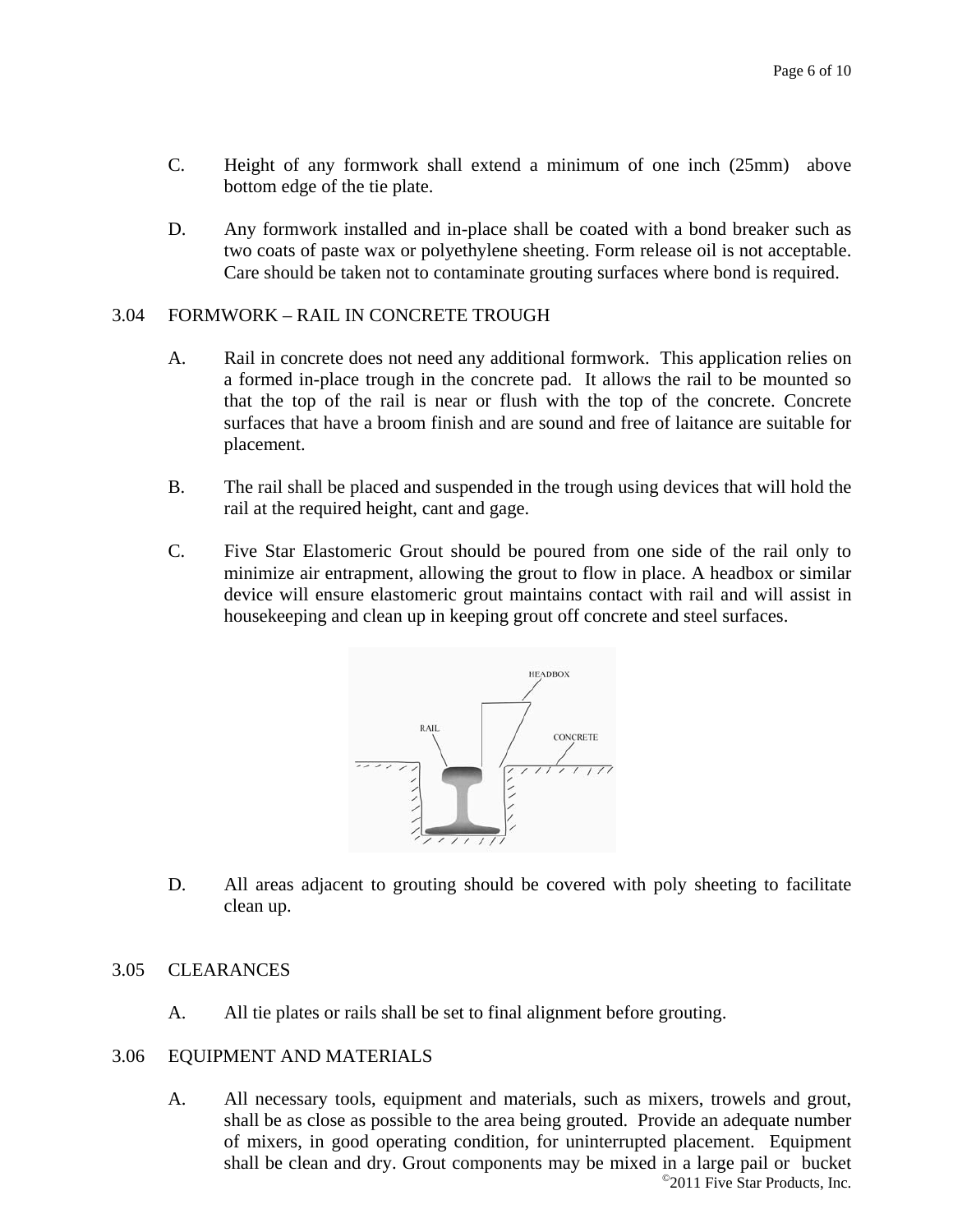C. Height of any formwork shall extend a minimum of one inch (25mm) above bottom edge of the tie plate.

D. Any formwork installed and in-place shall be coated with a bond breaker such as two coats of paste wax or polyethylene sheeting. Form release oil is not acceptable. Care should be taken not to contaminate grouting surfaces where bond is required.

## 3.04 FORMWORK – RAIL IN CONCRETE TROUGH

A. Rail in concrete does not need any additional formwork. This application relies on a formed in-place trough in the concrete pad. It allows the rail to be mounted so that the top of the rail is near or flush with the top of the concrete. Concrete surfaces that have a broom finish and are sound and free of laitance are suitable for placement.

B. The rail shall be placed and suspended in the trough using devices that will hold the rail at the required height, cant and gage.

C. Five Star Elastomeric Grout should be poured from one side of the rail only to minimize air entrapment, allowing the grout to flow in place. A headbox or similar device will ensure elastomeric grout maintains contact with rail and will assist in housekeeping and clean up in keeping grout off concrete and steel surfaces.

D. All areas adjacent to grouting should be covered with poly sheeting to facilitate clean up.

## 3.05 CLEARANCES

A. All tie plates or rails shall be set to final alignment before grouting.

## 3.06 EQUIPMENT AND MATERIALS

A. All necessary tools, equipment and materials, such as mixers, trowels and grout, shall be as close as possible to the area being grouted. Provide an adequate number of mixers, in good operating condition, for uninterrupted placement. Equipment shall be clean and dry. Grout components may be mixed in a large pail or bucket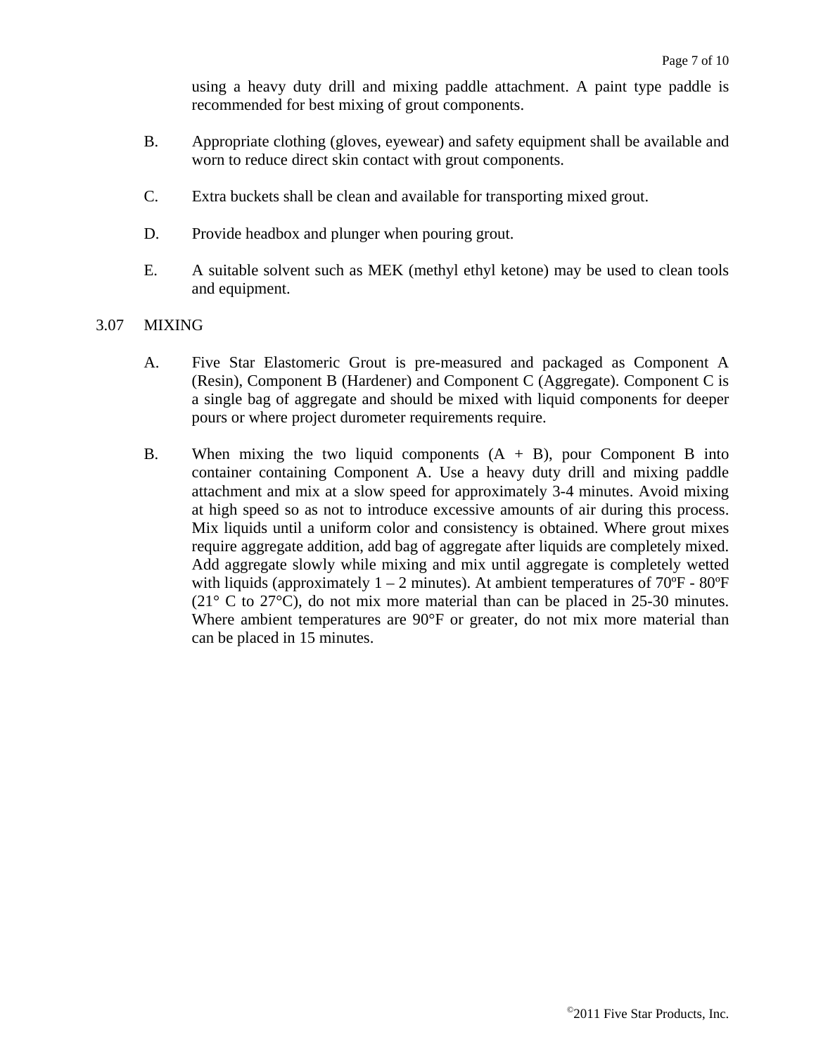using a heavy duty drill and mixing paddle attachment. A paint type paddle is recommended for best mixing of grout components.

B. Appropriate clothing (gloves, eyewear) and safety equipment shall be available and worn to reduce direct skin contact with grout components.

C. Extra buckets shall be clean and available for transporting mixed grout.

D. Provide headbox and plunger when pouring grout.

E. A suitable solvent such as MEK (methyl ethyl ketone) may be used to clean tools and equipment.

3.07 MIXING

A. Five Star Elastomeric Grout is pre-measured and packaged as Component A (Resin), Component B (Hardener) and Component C (Aggregate). Component C is a single bag of aggregate and should be mixed with liquid components for deeper pours or where project durometer requirements require.

B. When mixing the two liquid components (A + B), pour Component B into container containing Component A. Use a heavy duty drill and mixing paddle attachment and mix at a slow speed for approximately 3-4 minutes. Avoid mixing at high speed so as not to introduce excessive amounts of air during this process. Mix liquids until a uniform color and consistency is obtained. Where grout mixes require aggregate addition, add bag of aggregate after liquids are completely mixed. Add aggregate slowly while mixing and mix until aggregate is completely wetted with liquids (approximately 1 – 2 minutes). At ambient temperatures of 70ºF - 80ºF (21° C to 27°C), do not mix more material than can be placed in 25-30 minutes. Where ambient temperatures are 90°F or greater, do not mix more material than can be placed in 15 minutes.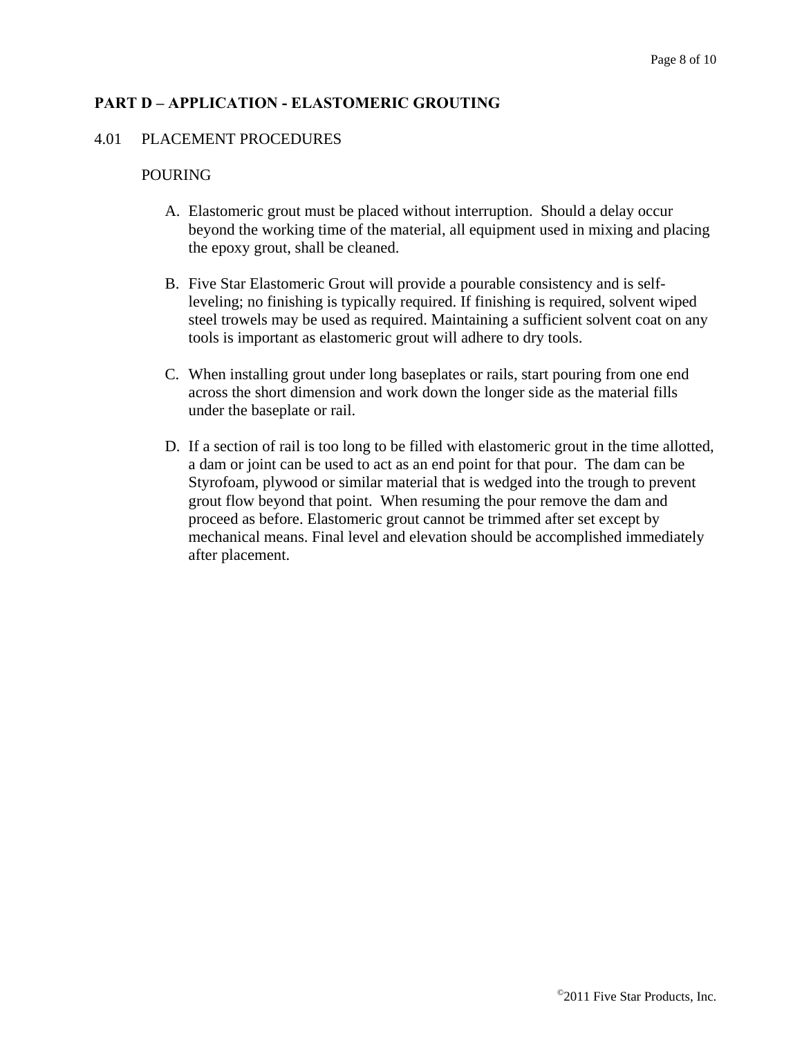**PART D – APPLICATION - ELASTOMERIC GROUTING**

4.01 PLACEMENT PROCEDURES

POURING

A. Elastomeric grout must be placed without interruption. Should a delay occur beyond the working time of the material, all equipment used in mixing and placing the epoxy grout, shall be cleaned.

B. Five Star Elastomeric Grout will provide a pourable consistency and is self-leveling; no finishing is typically required. If finishing is required, solvent wiped steel trowels may be used as required. Maintaining a sufficient solvent coat on any tools is important as elastomeric grout will adhere to dry tools.

C. When installing grout under long baseplates or rails, start pouring from one end across the short dimension and work down the longer side as the material fills under the baseplate or rail.

D. If a section of rail is too long to be filled with elastomeric grout in the time allotted, a dam or joint can be used to act as an end point for that pour. The dam can be Styrofoam, plywood or similar material that is wedged into the trough to prevent grout flow beyond that point. When resuming the pour remove the dam and proceed as before. Elastomeric grout cannot be trimmed after set except by mechanical means. Final level and elevation should be accomplished immediately after placement.

©2011 Five Star Products, Inc.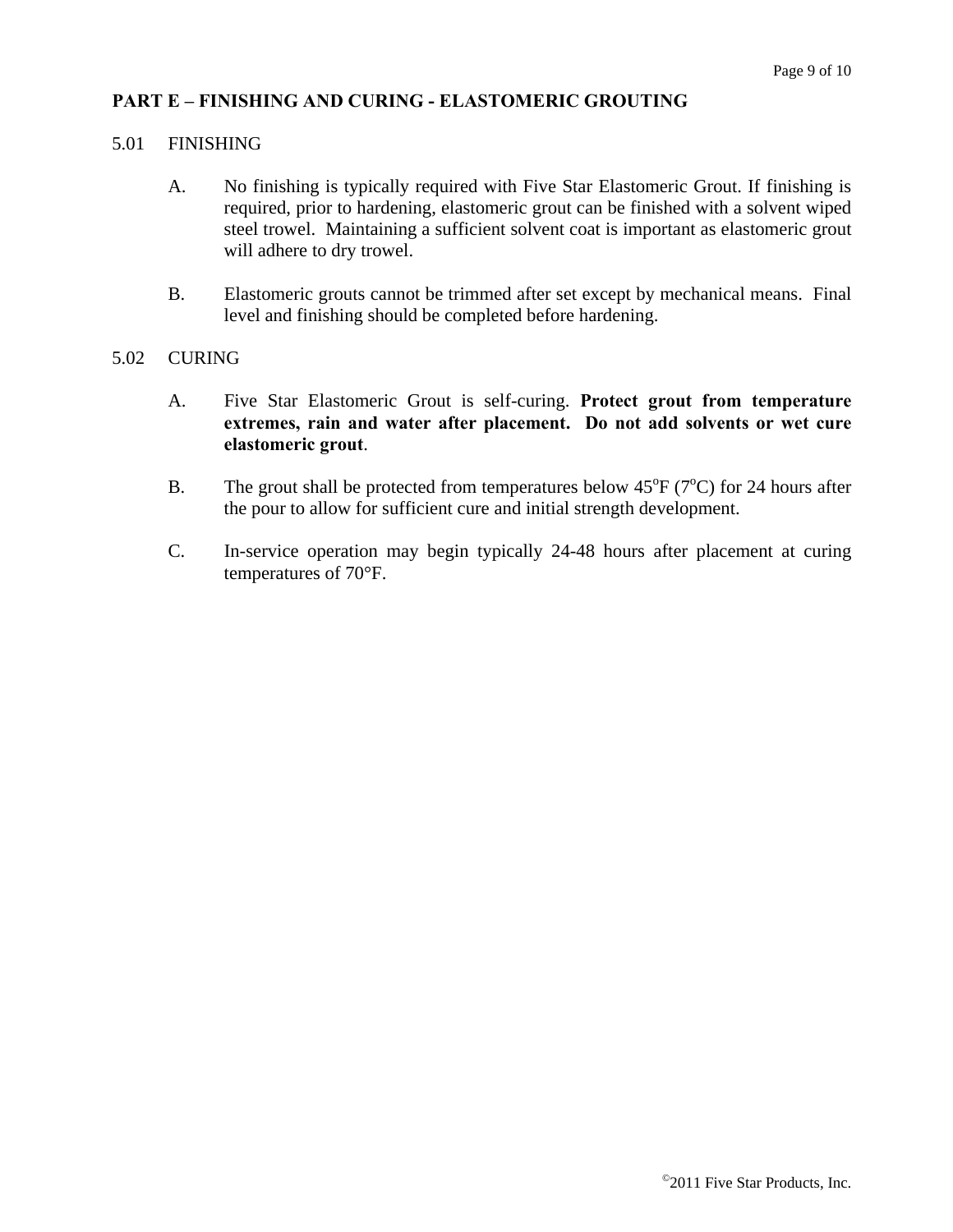## PART E – FINISHING AND CURING - ELASTOMERIC GROUTING

5.01 FINISHING

A. No finishing is typically required with Five Star Elastomeric Grout. If finishing is required, prior to hardening, elastomeric grout can be finished with a solvent wiped steel trowel. Maintaining a sufficient solvent coat is important as elastomeric grout will adhere to dry trowel.

B. Elastomeric grouts cannot be trimmed after set except by mechanical means. Final level and finishing should be completed before hardening.

5.02 CURING

A. Five Star Elastomeric Grout is self-curing. **Protect grout from temperature extremes, rain and water after placement. Do not add solvents or wet cure elastomeric grout**.

B. The grout shall be protected from temperatures below 45°F (7°C) for 24 hours after the pour to allow for sufficient cure and initial strength development.

C. In-service operation may begin typically 24-48 hours after placement at curing temperatures of 70°F.

©2011 Five Star Products, Inc.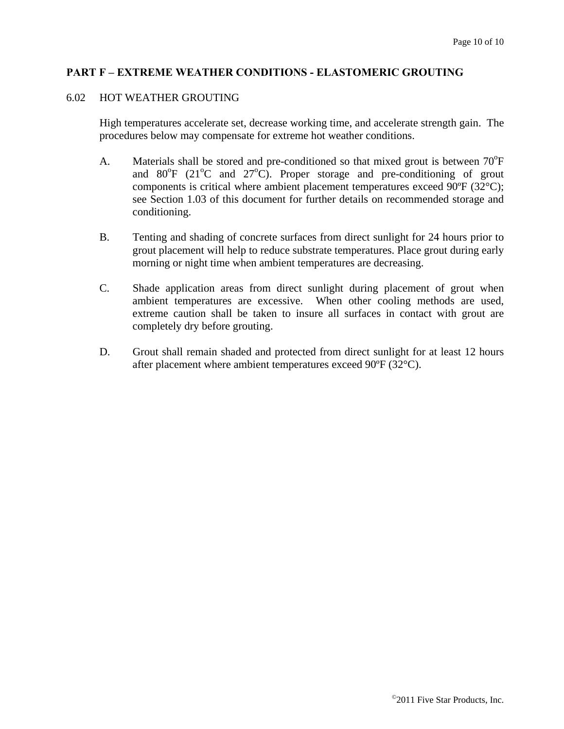## PART F – EXTREME WEATHER CONDITIONS - ELASTOMERIC GROUTING

### 6.02 HOT WEATHER GROUTING

High temperatures accelerate set, decrease working time, and accelerate strength gain. The procedures below may compensate for extreme hot weather conditions.

A. Materials shall be stored and pre-conditioned so that mixed grout is between 70°F and 80°F (21°C and 27°C). Proper storage and pre-conditioning of grout components is critical where ambient placement temperatures exceed 90ºF (32°C); see Section 1.03 of this document for further details on recommended storage and conditioning.

B. Tenting and shading of concrete surfaces from direct sunlight for 24 hours prior to grout placement will help to reduce substrate temperatures. Place grout during early morning or night time when ambient temperatures are decreasing.

C. Shade application areas from direct sunlight during placement of grout when ambient temperatures are excessive. When other cooling methods are used, extreme caution shall be taken to insure all surfaces in contact with grout are completely dry before grouting.

D. Grout shall remain shaded and protected from direct sunlight for at least 12 hours after placement where ambient temperatures exceed 90ºF (32°C).

©2011 Five Star Products, Inc.